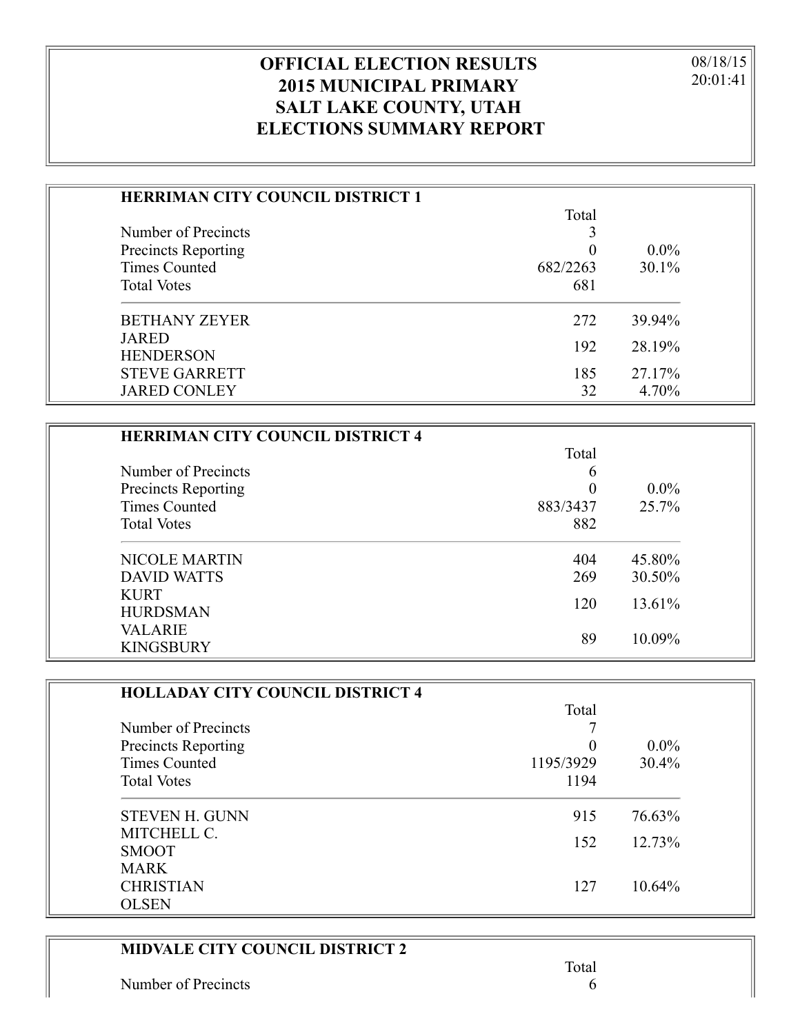# OFFICIAL ELECTION RESULTS
# 2015 MUNICIPAL PRIMARY
# SALT LAKE COUNTY, UTAH
# ELECTIONS SUMMARY REPORT

08/18/15
20:01:41

## HERRIMAN CITY COUNCIL DISTRICT 1

| | Total | |
|---|---|---|
| Number of Precincts | 3 | |
| Precincts Reporting | 0 | 0.0% |
| Times Counted | 682/2263 | 30.1% |
| Total Votes | 681 | |
| BETHANY ZEYER | 272 | 39.94% |
| JARED HENDERSON | 192 | 28.19% |
| STEVE GARRETT | 185 | 27.17% |
| JARED CONLEY | 32 | 4.70% |

## HERRIMAN CITY COUNCIL DISTRICT 4

| | Total | |
|---|---|---|
| Number of Precincts | 6 | |
| Precincts Reporting | 0 | 0.0% |
| Times Counted | 883/3437 | 25.7% |
| Total Votes | 882 | |
| NICOLE MARTIN | 404 | 45.80% |
| DAVID WATTS | 269 | 30.50% |
| KURT HURDSMAN | 120 | 13.61% |
| VALARIE KINGSBURY | 89 | 10.09% |

## HOLLADAY CITY COUNCIL DISTRICT 4

| | Total | |
|---|---|---|
| Number of Precincts | 7 | |
| Precincts Reporting | 0 | 0.0% |
| Times Counted | 1195/3929 | 30.4% |
| Total Votes | 1194 | |
| STEVEN H. GUNN | 915 | 76.63% |
| MITCHELL C. SMOOT | 152 | 12.73% |
| MARK CHRISTIAN OLSEN | 127 | 10.64% |

## MIDVALE CITY COUNCIL DISTRICT 2

| | Total |
|---|---|
| Number of Precincts | 6 |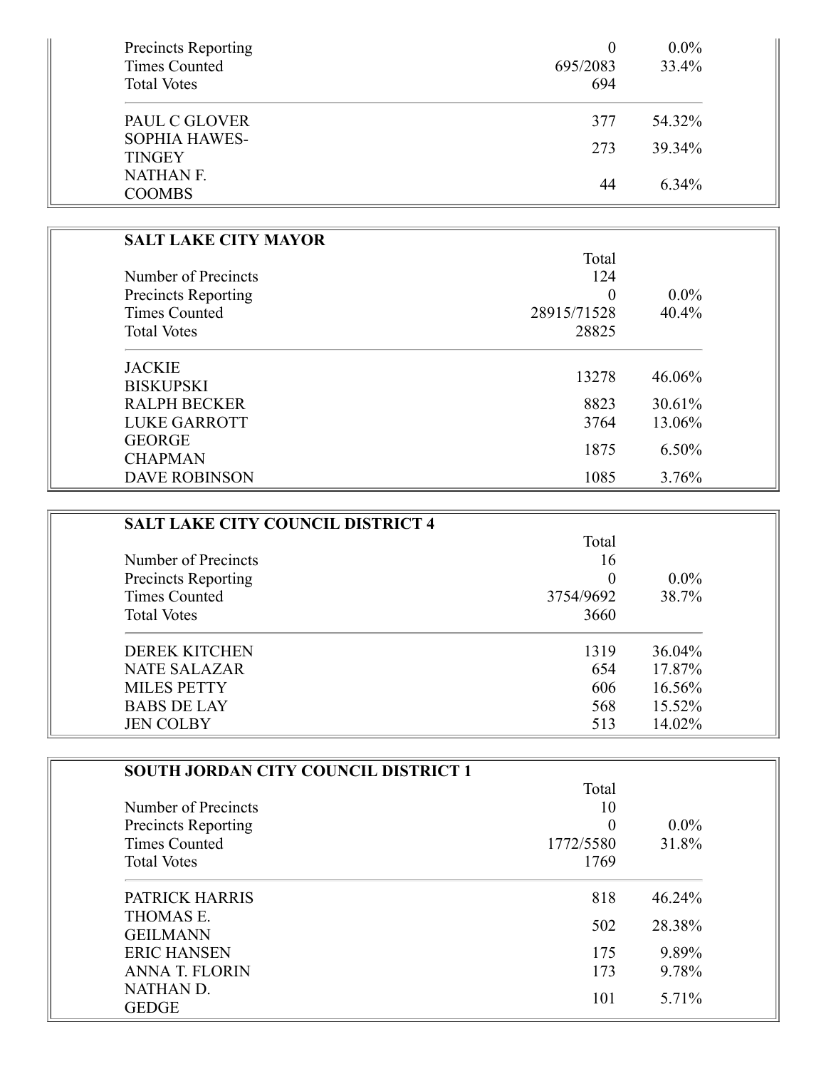| | | |
|---|---|---|
| Precincts Reporting | 0 | 0.0% |
| Times Counted | 695/2083 | 33.4% |
| Total Votes | 694 | |
| PAUL C GLOVER | 377 | 54.32% |
| SOPHIA HAWES-TINGEY | 273 | 39.34% |
| NATHAN F. COOMBS | 44 | 6.34% |

**SALT LAKE CITY MAYOR**

| | Total | |
|---|---|---|
| Number of Precincts | 124 | |
| Precincts Reporting | 0 | 0.0% |
| Times Counted | 28915/71528 | 40.4% |
| Total Votes | 28825 | |
| JACKIE BISKUPSKI | 13278 | 46.06% |
| RALPH BECKER | 8823 | 30.61% |
| LUKE GARROTT | 3764 | 13.06% |
| GEORGE CHAPMAN | 1875 | 6.50% |
| DAVE ROBINSON | 1085 | 3.76% |

**SALT LAKE CITY COUNCIL DISTRICT 4**

| | Total | |
|---|---|---|
| Number of Precincts | 16 | |
| Precincts Reporting | 0 | 0.0% |
| Times Counted | 3754/9692 | 38.7% |
| Total Votes | 3660 | |
| DEREK KITCHEN | 1319 | 36.04% |
| NATE SALAZAR | 654 | 17.87% |
| MILES PETTY | 606 | 16.56% |
| BABS DE LAY | 568 | 15.52% |
| JEN COLBY | 513 | 14.02% |

**SOUTH JORDAN CITY COUNCIL DISTRICT 1**

| | Total | |
|---|---|---|
| Number of Precincts | 10 | |
| Precincts Reporting | 0 | 0.0% |
| Times Counted | 1772/5580 | 31.8% |
| Total Votes | 1769 | |
| PATRICK HARRIS | 818 | 46.24% |
| THOMAS E. GEILMANN | 502 | 28.38% |
| ERIC HANSEN | 175 | 9.89% |
| ANNA T. FLORIN | 173 | 9.78% |
| NATHAN D. GEDGE | 101 | 5.71% |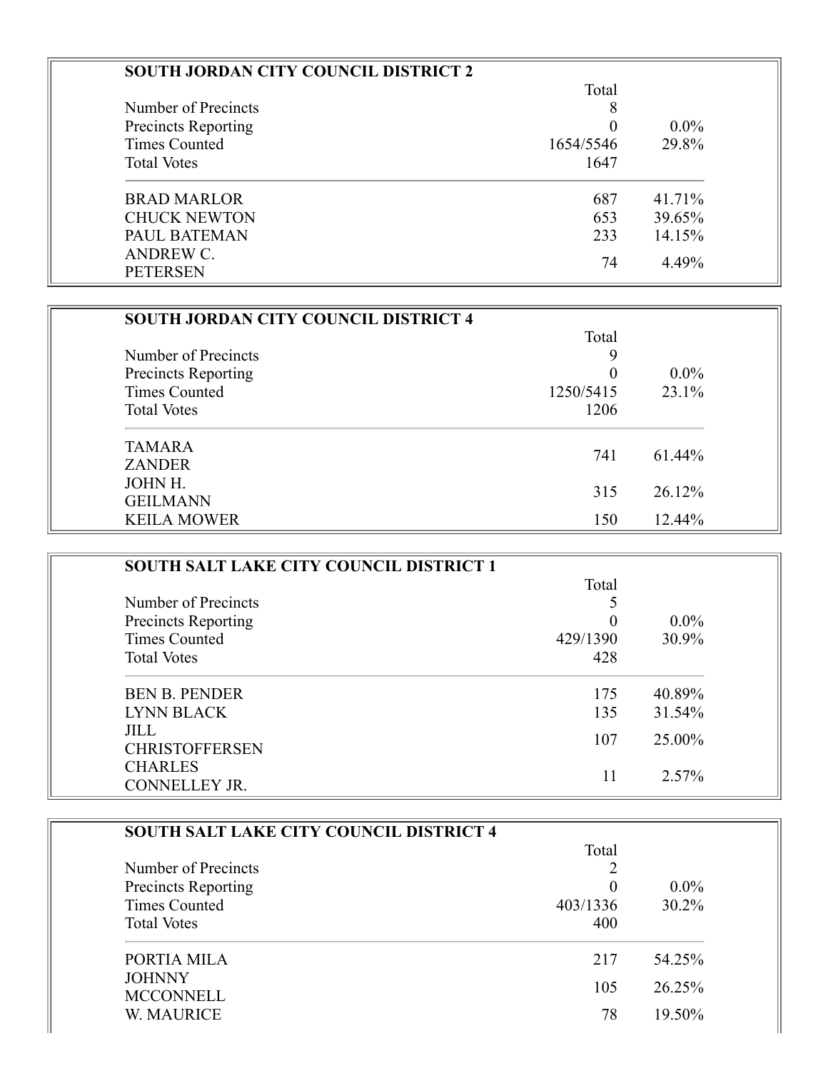## SOUTH JORDAN CITY COUNCIL DISTRICT 2

| | Total | |
|---|---|---|
| Number of Precincts | 8 | |
| Precincts Reporting | 0 | 0.0% |
| Times Counted | 1654/5546 | 29.8% |
| Total Votes | 1647 | |
| BRAD MARLOR | 687 | 41.71% |
| CHUCK NEWTON | 653 | 39.65% |
| PAUL BATEMAN | 233 | 14.15% |
| ANDREW C. PETERSEN | 74 | 4.49% |

## SOUTH JORDAN CITY COUNCIL DISTRICT 4

| | Total | |
|---|---|---|
| Number of Precincts | 9 | |
| Precincts Reporting | 0 | 0.0% |
| Times Counted | 1250/5415 | 23.1% |
| Total Votes | 1206 | |
| TAMARA ZANDER | 741 | 61.44% |
| JOHN H. GEILMANN | 315 | 26.12% |
| KEILA MOWER | 150 | 12.44% |

## SOUTH SALT LAKE CITY COUNCIL DISTRICT 1

| | Total | |
|---|---|---|
| Number of Precincts | 5 | |
| Precincts Reporting | 0 | 0.0% |
| Times Counted | 429/1390 | 30.9% |
| Total Votes | 428 | |
| BEN B. PENDER | 175 | 40.89% |
| LYNN BLACK | 135 | 31.54% |
| JILL CHRISTOFFERSEN | 107 | 25.00% |
| CHARLES CONNELLEY JR. | 11 | 2.57% |

## SOUTH SALT LAKE CITY COUNCIL DISTRICT 4

| | Total | |
|---|---|---|
| Number of Precincts | 2 | |
| Precincts Reporting | 0 | 0.0% |
| Times Counted | 403/1336 | 30.2% |
| Total Votes | 400 | |
| PORTIA MILA | 217 | 54.25% |
| JOHNNY MCCONNELL | 105 | 26.25% |
| W. MAURICE | 78 | 19.50% |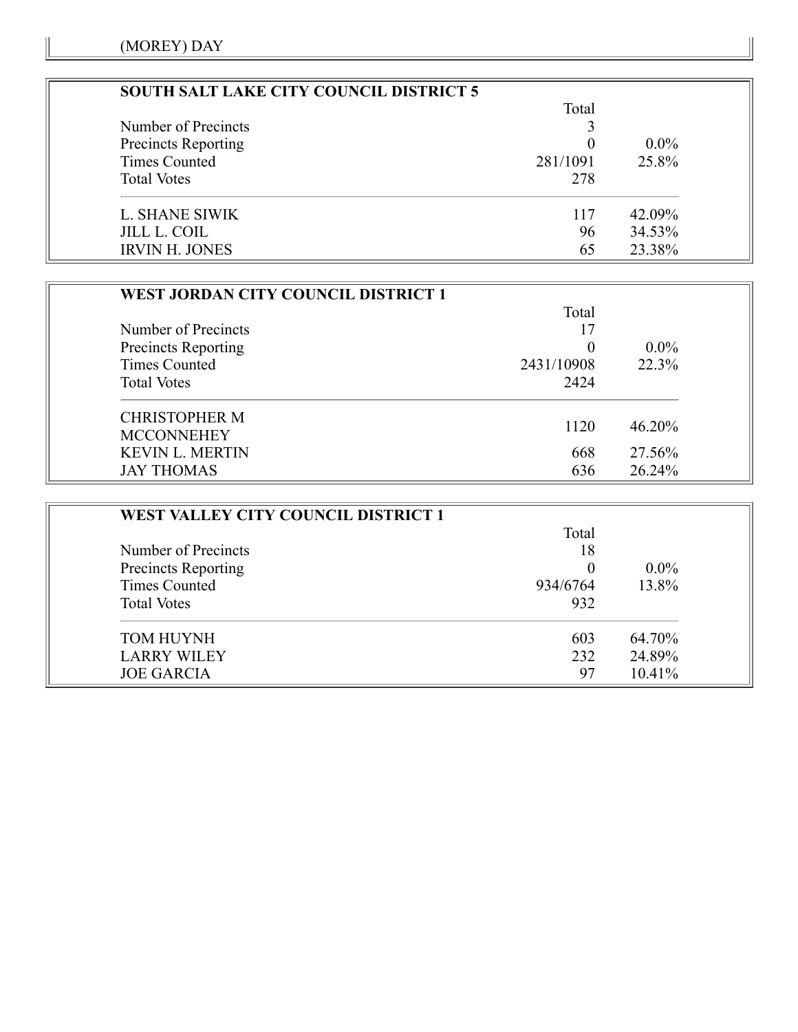(MOREY) DAY

## SOUTH SALT LAKE CITY COUNCIL DISTRICT 5

| | Total | |
|---|---|---|
| Number of Precincts | 3 | |
| Precincts Reporting | 0 | 0.0% |
| Times Counted | 281/1091 | 25.8% |
| Total Votes | 278 | |
| L. SHANE SIWIK | 117 | 42.09% |
| JILL L. COIL | 96 | 34.53% |
| IRVIN H. JONES | 65 | 23.38% |

## WEST JORDAN CITY COUNCIL DISTRICT 1

| | Total | |
|---|---|---|
| Number of Precincts | 17 | |
| Precincts Reporting | 0 | 0.0% |
| Times Counted | 2431/10908 | 22.3% |
| Total Votes | 2424 | |
| CHRISTOPHER M MCCONNEHEY | 1120 | 46.20% |
| KEVIN L. MERTIN | 668 | 27.56% |
| JAY THOMAS | 636 | 26.24% |

## WEST VALLEY CITY COUNCIL DISTRICT 1

| | Total | |
|---|---|---|
| Number of Precincts | 18 | |
| Precincts Reporting | 0 | 0.0% |
| Times Counted | 934/6764 | 13.8% |
| Total Votes | 932 | |
| TOM HUYNH | 603 | 64.70% |
| LARRY WILEY | 232 | 24.89% |
| JOE GARCIA | 97 | 10.41% |